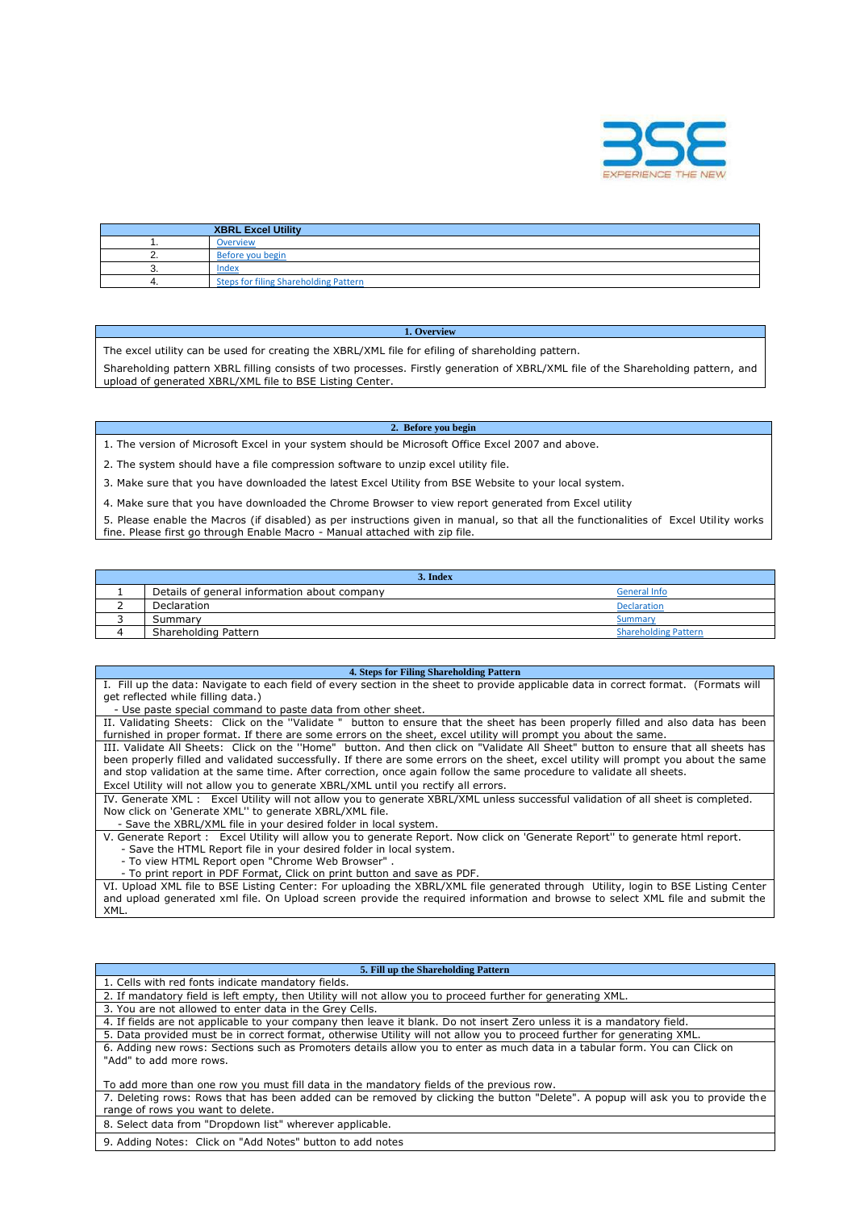BSE
EXPERIENCE THE NEW

| XBRL Excel Utility | |
|---|---|
| 1. | Overview |
| 2. | Before you begin |
| 3. | Index |
| 4. | Steps for filing Shareholding Pattern |

| 1. Overview |
|---|
| The excel utility can be used for creating the XBRL/XML file for efiling of shareholding pattern. |
| Shareholding pattern XBRL filling consists of two processes. Firstly generation of XBRL/XML file of the Shareholding pattern, and upload of generated XBRL/XML file to BSE Listing Center. |

| 2. Before you begin |
|---|
| 1. The version of Microsoft Excel in your system should be Microsoft Office Excel 2007 and above. |
| 2. The system should have a file compression software to unzip excel utility file. |
| 3. Make sure that you have downloaded the latest Excel Utility from BSE Website to your local system. |
| 4. Make sure that you have downloaded the Chrome Browser to view report generated from Excel utility |
| 5. Please enable the Macros (if disabled) as per instructions given in manual, so that all the functionalities of Excel Utility works fine. Please first go through Enable Macro - Manual attached with zip file. |

| 3. Index | | |
|---|---|---|
| 1 | Details of general information about company | General Info |
| 2 | Declaration | Declaration |
| 3 | Summary | Summary |
| 4 | Shareholding Pattern | Shareholding Pattern |

| 4. Steps for Filing Shareholding Pattern |
|---|
| I. Fill up the data: Navigate to each field of every section in the sheet to provide applicable data in correct format. (Formats will get reflected while filling data.)<br>- Use paste special command to paste data from other sheet. |
| II. Validating Sheets: Click on the ''Validate " button to ensure that the sheet has been properly filled and also data has been furnished in proper format. If there are some errors on the sheet, excel utility will prompt you about the same. |
| III. Validate All Sheets: Click on the ''Home" button. And then click on "Validate All Sheet" button to ensure that all sheets has been properly filled and validated successfully. If there are some errors on the sheet, excel utility will prompt you about the same and stop validation at the same time. After correction, once again follow the same procedure to validate all sheets.<br>Excel Utility will not allow you to generate XBRL/XML until you rectify all errors. |
| IV. Generate XML : Excel Utility will not allow you to generate XBRL/XML unless successful validation of all sheet is completed. Now click on 'Generate XML'' to generate XBRL/XML file.<br>- Save the XBRL/XML file in your desired folder in local system. |
| V. Generate Report : Excel Utility will allow you to generate Report. Now click on 'Generate Report'' to generate html report.<br>- Save the HTML Report file in your desired folder in local system.<br>- To view HTML Report open "Chrome Web Browser" .<br>- To print report in PDF Format, Click on print button and save as PDF. |
| VI. Upload XML file to BSE Listing Center: For uploading the XBRL/XML file generated through Utility, login to BSE Listing Center and upload generated xml file. On Upload screen provide the required information and browse to select XML file and submit the XML. |

| 5. Fill up the Shareholding Pattern |
|---|
| 1. Cells with red fonts indicate mandatory fields. |
| 2. If mandatory field is left empty, then Utility will not allow you to proceed further for generating XML. |
| 3. You are not allowed to enter data in the Grey Cells. |
| 4. If fields are not applicable to your company then leave it blank. Do not insert Zero unless it is a mandatory field. |
| 5. Data provided must be in correct format, otherwise Utility will not allow you to proceed further for generating XML. |
| 6. Adding new rows: Sections such as Promoters details allow you to enter as much data in a tabular form. You can Click on "Add" to add more rows.<br><br>To add more than one row you must fill data in the mandatory fields of the previous row. |
| 7. Deleting rows: Rows that has been added can be removed by clicking the button "Delete". A popup will ask you to provide the range of rows you want to delete. |
| 8. Select data from "Dropdown list" wherever applicable. |
| 9. Adding Notes: Click on "Add Notes" button to add notes |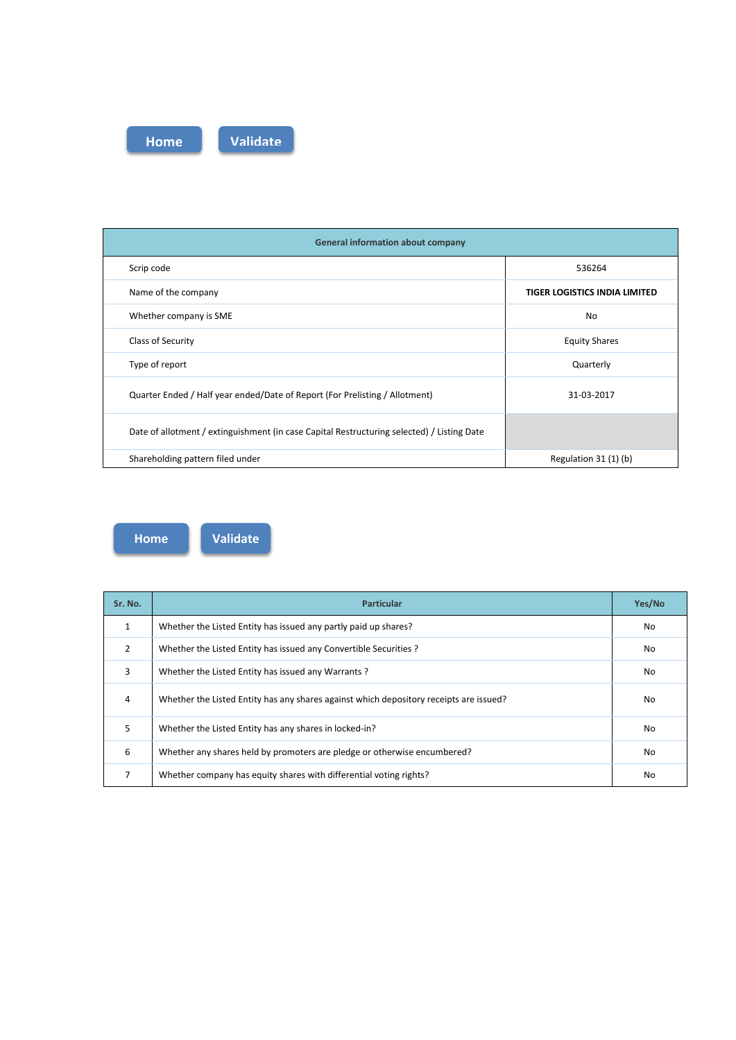Home Validate

| General information about company | |
|---|---|
| Scrip code | 536264 |
| Name of the company | **TIGER LOGISTICS INDIA LIMITED** |
| Whether company is SME | No |
| Class of Security | Equity Shares |
| Type of report | Quarterly |
| Quarter Ended / Half year ended/Date of Report (For Prelisting / Allotment) | 31-03-2017 |
| Date of allotment / extinguishment (in case Capital Restructuring selected) / Listing Date | |
| Shareholding pattern filed under | Regulation 31 (1) (b) |

Home Validate

| Sr. No. | Particular | Yes/No |
|---|---|---|
| 1 | Whether the Listed Entity has issued any partly paid up shares? | No |
| 2 | Whether the Listed Entity has issued any Convertible Securities ? | No |
| 3 | Whether the Listed Entity has issued any Warrants ? | No |
| 4 | Whether the Listed Entity has any shares against which depository receipts are issued? | No |
| 5 | Whether the Listed Entity has any shares in locked-in? | No |
| 6 | Whether any shares held by promoters are pledge or otherwise encumbered? | No |
| 7 | Whether company has equity shares with differential voting rights? | No |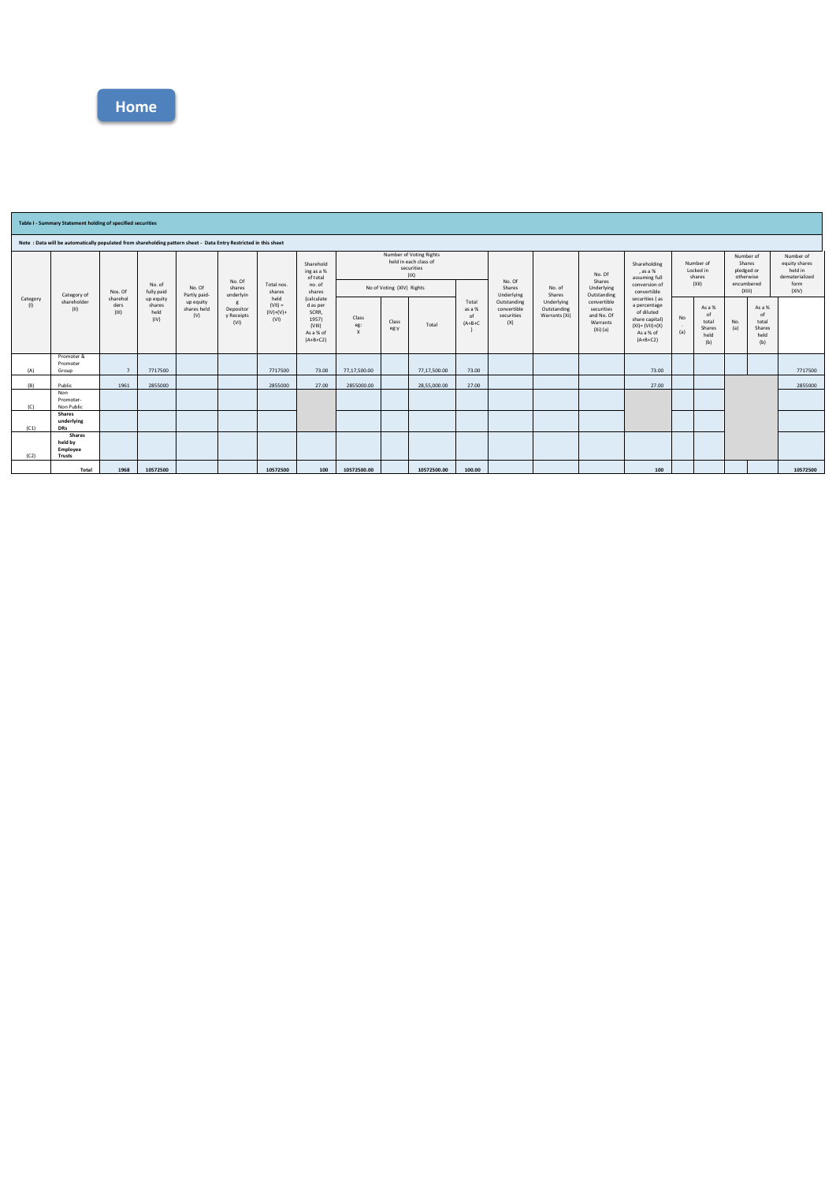Home

**Table I - Summary Statement holding of specified securities**

**Note : Data will be automatically populated from shareholding pattern sheet - Data Entry Restricted in this sheet**

| Category (I) | Category of shareholder (II) | Nos. Of shareholders (III) | No. of fully paid up equity shares held (IV) | No. Of Partly paid-up equity shares held (V) | No. Of shares underlying Depository Receipts (VI) | Total nos. shares held (VII) = (IV)+(V)+ (VI) | Shareholding as a % of total no. of shares (calculated as per SCRR, 1957) (VIII) As a % of (A+B+C2) | Number of Voting Rights held in each class of securities (IX) | | | | No. Of Shares Underlying Outstanding convertible securities (X) | No. of Shares Underlying Outstanding Warrants (Xi) | No. Of Shares Underlying Outstanding convertible securities and No. Of Warrants (Xi) (a) | Shareholding , as a % assuming full conversion of convertible securities ( as a percentage of diluted share capital) (XI)= (VII)+(X) As a % of (A+B+C2) | Number of Locked in shares (XII) | | Number of Shares pledged or otherwise encumbered (XIII) | | Number of equity shares held in dematerialized form (XIV) |
|---|---|---|---|---|---|---|---|---|---|---|---|---|---|---|---|---|---|---|---|---|
| | | | | | | | | No of Voting (XIV) Rights | | | Total as a % of (A+B+C) | | | | | No. (a) | As a % of total Shares held (b) | No. (a) | As a % of total Shares held (b) | |
| | | | | | | | | Class eg: X | Class eg:y | Total | | | | | | | | | | |
| (A) | Promoter & Promoter Group | 7 | 7717500 | | | 7717500 | 73.00 | 77,17,500.00 | | 77,17,500.00 | 73.00 | | | | 73.00 | | | | | 7717500 |
| (B) | Public | 1961 | 2855000 | | | 2855000 | 27.00 | 2855000.00 | | 28,55,000.00 | 27.00 | | | | 27.00 | | | | | 2855000 |
| (C) | Non Promoter- Non Public | | | | | | | | | | | | | | | | | | | |
| (C1) | Shares underlying DRs | | | | | | | | | | | | | | | | | | | |
| (C2) | Shares held by Employee Trusts | | | | | | | | | | | | | | | | | | | |
| | Total | 1968 | 10572500 | | | 10572500 | 100 | 10572500.00 | | 10572500.00 | 100.00 | | | | 100 | | | | | 10572500 |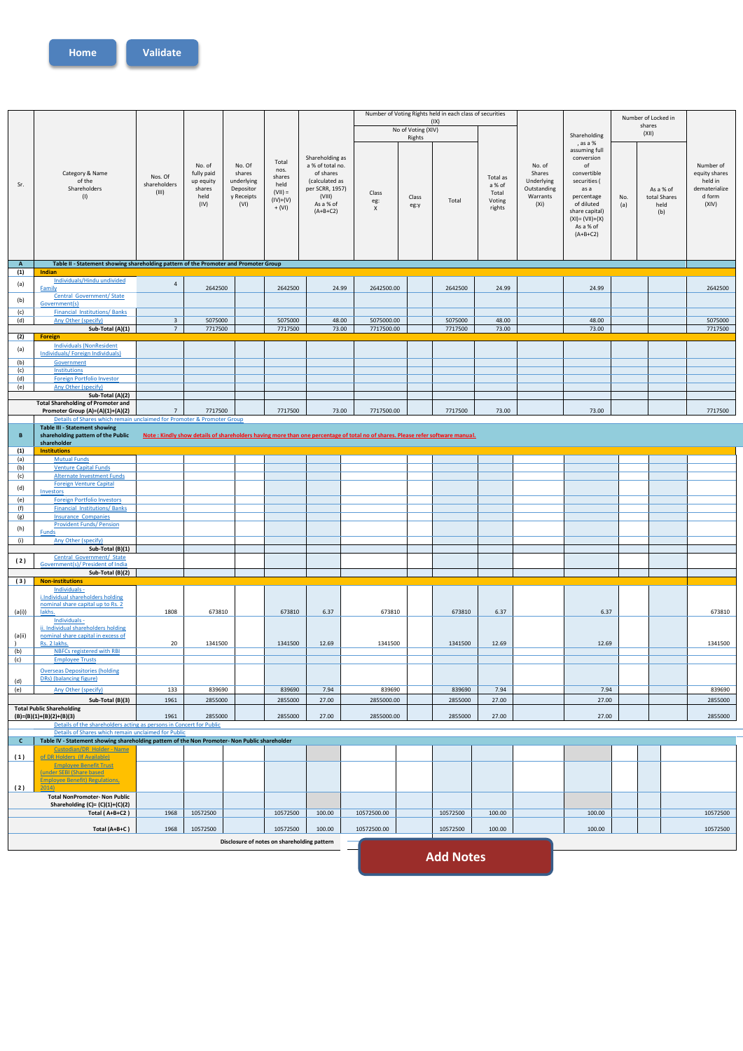Home | Validate

| Sr. | Category & Name of the Shareholders (I) | Nos. Of shareholders (III) | No. of fully paid up equity shares held (IV) | No. Of shares underlying Depository Receipts (VI) | Total nos. shares held (VII) = (IV)+(V)+ (VI) | Shareholding as a % of total no. of shares (calculated as per SCRR, 1957) (VIII) As a % of (A+B+C2) | Number of Voting Rights held in each class of securities (IX) | | | | No. of Shares Underlying Outstanding Warrants (Xi) | Shareholding , as a % assuming full conversion of convertible securities ( as a percentage of diluted share capital) (XI)= (VII)+(X) As a % of (A+B+C2) | Number of Locked in shares (XII) | | Number of equity shares held in dematerialized form (XIV) |
|---|---|---|---|---|---|---|---|---|---|---|---|---|---|---|---|
| | | | | | | | No of Voting (XIV) Rights | | | Total as a % of Total Voting rights | | | No. (a) | As a % of total Shares held (b) | |
| | | | | | | | Class eg: X | Class eg:y | Total | | | | | | |
| **A** | **Table II - Statement showing shareholding pattern of the Promoter and Promoter Group** | | | | | | | | | | | | | | |
| **(1)** | **Indian** | | | | | | | | | | | | | | |
| (a) | Individuals/Hindu undivided Family | 4 | 2642500 | | 2642500 | 24.99 | 2642500.00 | | 2642500 | 24.99 | | 24.99 | | | 2642500 |
| (b) | Central Government/ State Government(s) | | | | | | | | | | | | | | |
| (c) | Financial Institutions/ Banks | | | | | | | | | | | | | | |
| (d) | Any Other (specify) | 3 | 5075000 | | 5075000 | 48.00 | 5075000.00 | | 5075000 | 48.00 | | 48.00 | | | 5075000 |
| | Sub-Total (A)(1) | 7 | 7717500 | | 7717500 | 73.00 | 7717500.00 | | 7717500 | 73.00 | | 73.00 | | | 7717500 |
| **(2)** | **Foreign** | | | | | | | | | | | | | | |
| (a) | Individuals (NonResident Individuals/ Foreign Individuals) | | | | | | | | | | | | | | |
| (b) | Government | | | | | | | | | | | | | | |
| (c) | Institutions | | | | | | | | | | | | | | |
| (d) | Foreign Portfolio Investor | | | | | | | | | | | | | | |
| (e) | Any Other (specify) | | | | | | | | | | | | | | |
| | Sub-Total (A)(2) | | | | | | | | | | | | | | |
| | Total Shareholding of Promoter and Promoter Group (A)=(A)(1)+(A)(2) | 7 | 7717500 | | 7717500 | 73.00 | 7717500.00 | | 7717500 | 73.00 | | 73.00 | | | 7717500 |
| | Details of Shares which remain unclaimed for Promoter & Promoter Group | | | | | | | | | | | | | | |
| **B** | **Table III - Statement showing shareholding pattern of the Public shareholder** | Note : Kindly show details of shareholders having more than one percentage of total no of shares. Please refer software manual. | | | | | | | | | | | | | |
| **(1)** | **Institutions** | | | | | | | | | | | | | | |
| (a) | Mutual Funds | | | | | | | | | | | | | | |
| (b) | Venture Capital Funds | | | | | | | | | | | | | | |
| (c) | Alternate Investment Funds | | | | | | | | | | | | | | |
| (d) | Foreign Venture Capital Investors | | | | | | | | | | | | | | |
| (e) | Foreign Portfolio Investors | | | | | | | | | | | | | | |
| (f) | Financial Institutions/ Banks | | | | | | | | | | | | | | |
| (g) | Insurance Companies | | | | | | | | | | | | | | |
| (h) | Provident Funds/ Pension Funds | | | | | | | | | | | | | | |
| (i) | Any Other (specify) | | | | | | | | | | | | | | |
| | Sub-Total (B)(1) | | | | | | | | | | | | | | |
| (2) | Central Government/ State Government(s)/ President of India | | | | | | | | | | | | | | |
| | Sub-Total (B)(2) | | | | | | | | | | | | | | |
| **(3)** | **Non-institutions** | | | | | | | | | | | | | | |
| (a(i)) | Individuals - i.Individual shareholders holding nominal share capital up to Rs. 2 lakhs. | 1808 | 673810 | | 673810 | 6.37 | 673810 | | 673810 | 6.37 | | 6.37 | | | 673810 |
| (a(ii)) | Individuals - ii. Individual shareholders holding nominal share capital in excess of Rs. 2 lakhs. | 20 | 1341500 | | 1341500 | 12.69 | 1341500 | | 1341500 | 12.69 | | 12.69 | | | 1341500 |
| (b) | NBFCs registered with RBI | | | | | | | | | | | | | | |
| (c) | Employee Trusts | | | | | | | | | | | | | | |
| (d) | Overseas Depositories (holding DRs) (balancing figure) | | | | | | | | | | | | | | |
| (e) | Any Other (specify) | 133 | 839690 | | 839690 | 7.94 | 839690 | | 839690 | 7.94 | | 7.94 | | | 839690 |
| | Sub-Total (B)(3) | 1961 | 2855000 | | 2855000 | 27.00 | 2855000.00 | | 2855000 | 27.00 | | 27.00 | | | 2855000 |
| | Total Public Shareholding (B)=(B)(1)+(B)(2)+(B)(3) | 1961 | 2855000 | | 2855000 | 27.00 | 2855000.00 | | 2855000 | 27.00 | | 27.00 | | | 2855000 |
| | Details of the shareholders acting as persons in Concert for Public | | | | | | | | | | | | | | |
| | Details of Shares which remain unclaimed for Public | | | | | | | | | | | | | | |
| **C** | **Table IV - Statement showing shareholding pattern of the Non Promoter- Non Public shareholder** | | | | | | | | | | | | | | |
| (1) | Custodian/DR Holder - Name of DR Holders (If Available) | | | | | | | | | | | | | | |
| (2) | Employee Benefit Trust (under SEBI (Share based Employee Benefit) Regulations, 2014) | | | | | | | | | | | | | | |
| | Total NonPromoter- Non Public Shareholding (C)= (C)(1)+(C)(2) | | | | | | | | | | | | | | |
| | Total ( A+B+C2 ) | 1968 | 10572500 | | 10572500 | 100.00 | 10572500.00 | | 10572500 | 100.00 | | 100.00 | | | 10572500 |
| | Total (A+B+C ) | 1968 | 10572500 | | 10572500 | 100.00 | 10572500.00 | | 10572500 | 100.00 | | 100.00 | | | 10572500 |

Disclosure of notes on shareholding pattern

Add Notes